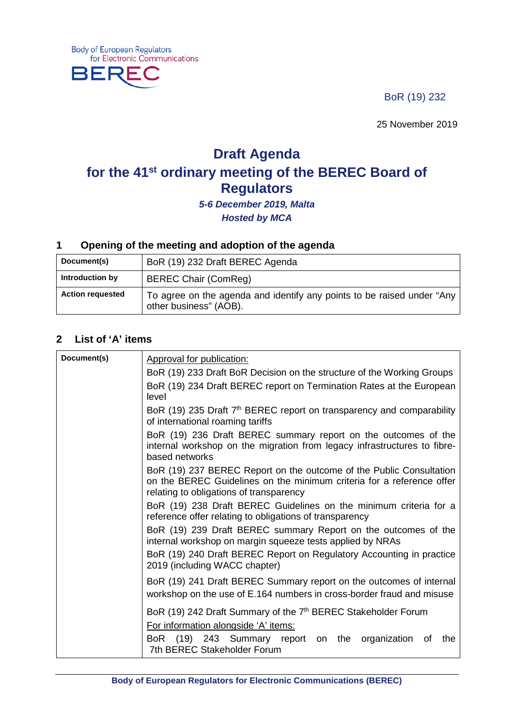Body of European Regulators for Electronic Communications

BEREC

BoR (19) 232

25 November 2019

# Draft Agenda
# for the 41st ordinary meeting of the BEREC Board of Regulators

***5-6 December 2019, Malta***

***Hosted by MCA***

## 1 Opening of the meeting and adoption of the agenda

| **Document(s)** | BoR (19) 232 Draft BEREC Agenda |
|---|---|
| **Introduction by** | BEREC Chair (ComReg) |
| **Action requested** | To agree on the agenda and identify any points to be raised under "Any other business" (AOB). |

## 2 List of 'A' items

| **Document(s)** | Approval for publication:<br>BoR (19) 233 Draft BoR Decision on the structure of the Working Groups<br>BoR (19) 234 Draft BEREC report on Termination Rates at the European level<br>BoR (19) 235 Draft 7th BEREC report on transparency and comparability of international roaming tariffs<br>BoR (19) 236 Draft BEREC summary report on the outcomes of the internal workshop on the migration from legacy infrastructures to fibre-based networks<br>BoR (19) 237 BEREC Report on the outcome of the Public Consultation on the BEREC Guidelines on the minimum criteria for a reference offer relating to obligations of transparency<br>BoR (19) 238 Draft BEREC Guidelines on the minimum criteria for a reference offer relating to obligations of transparency<br>BoR (19) 239 Draft BEREC summary Report on the outcomes of the internal workshop on margin squeeze tests applied by NRAs<br>BoR (19) 240 Draft BEREC Report on Regulatory Accounting in practice 2019 (including WACC chapter)<br>BoR (19) 241 Draft BEREC Summary report on the outcomes of internal workshop on the use of E.164 numbers in cross-border fraud and misuse<br>BoR (19) 242 Draft Summary of the 7th BEREC Stakeholder Forum<br>For information alongside 'A' items:<br>BoR (19) 243 Summary report on the organization of the 7th BEREC Stakeholder Forum |
|---|---|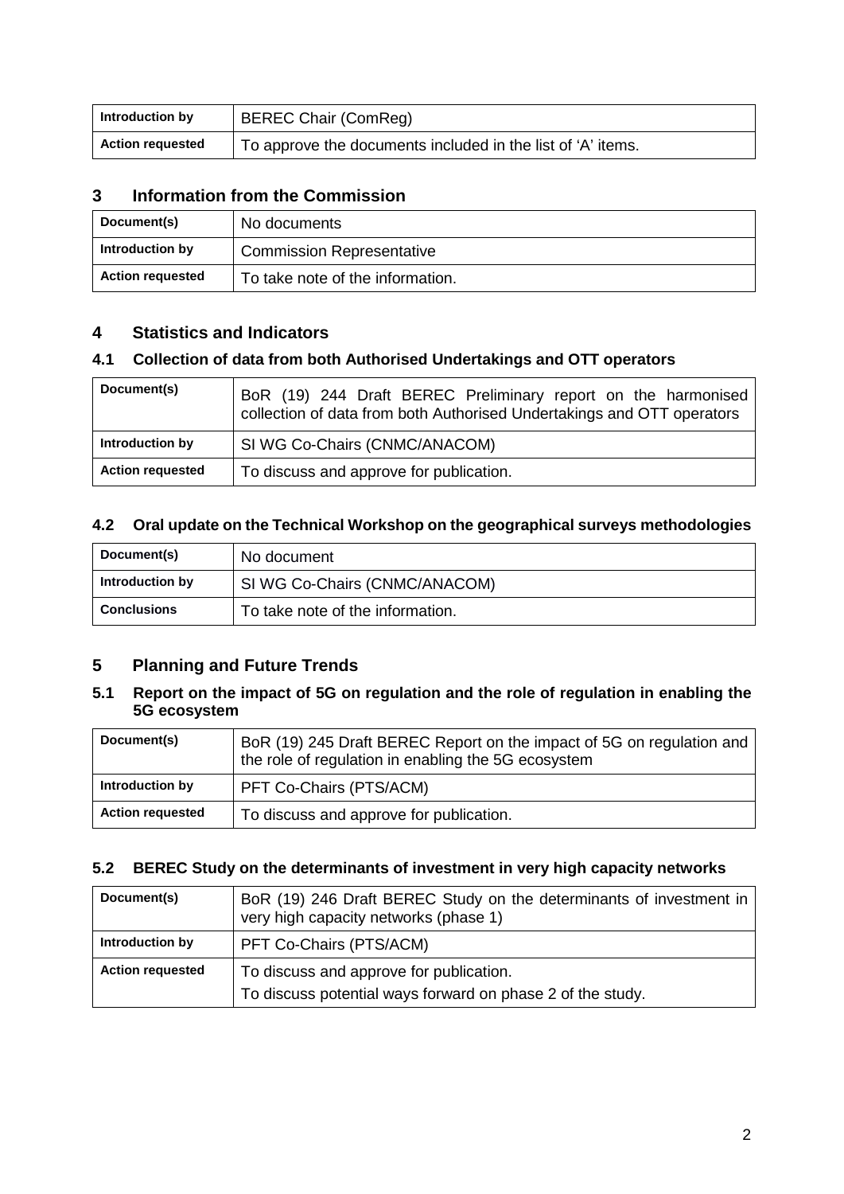| Introduction by | BEREC Chair (ComReg) |
| --- | --- |
| Action requested | To approve the documents included in the list of 'A' items. |

## 3 Information from the Commission

| Document(s) | No documents |
| --- | --- |
| Introduction by | Commission Representative |
| Action requested | To take note of the information. |

## 4 Statistics and Indicators

### 4.1 Collection of data from both Authorised Undertakings and OTT operators

| Document(s) | BoR (19) 244 Draft BEREC Preliminary report on the harmonised collection of data from both Authorised Undertakings and OTT operators |
| --- | --- |
| Introduction by | SI WG Co-Chairs (CNMC/ANACOM) |
| Action requested | To discuss and approve for publication. |

### 4.2 Oral update on the Technical Workshop on the geographical surveys methodologies

| Document(s) | No document |
| --- | --- |
| Introduction by | SI WG Co-Chairs (CNMC/ANACOM) |
| Conclusions | To take note of the information. |

## 5 Planning and Future Trends

### 5.1 Report on the impact of 5G on regulation and the role of regulation in enabling the 5G ecosystem

| Document(s) | BoR (19) 245 Draft BEREC Report on the impact of 5G on regulation and the role of regulation in enabling the 5G ecosystem |
| --- | --- |
| Introduction by | PFT Co-Chairs (PTS/ACM) |
| Action requested | To discuss and approve for publication. |

### 5.2 BEREC Study on the determinants of investment in very high capacity networks

| Document(s) | BoR (19) 246 Draft BEREC Study on the determinants of investment in very high capacity networks (phase 1) |
| --- | --- |
| Introduction by | PFT Co-Chairs (PTS/ACM) |
| Action requested | To discuss and approve for publication.<br>To discuss potential ways forward on phase 2 of the study. |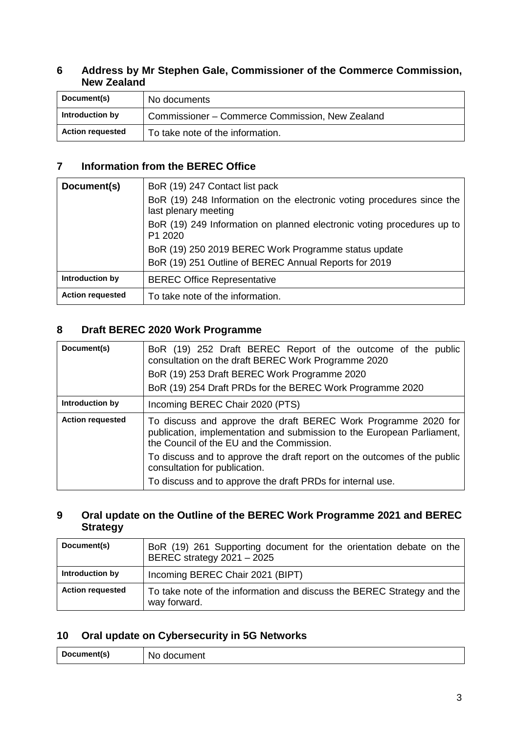## 6 Address by Mr Stephen Gale, Commissioner of the Commerce Commission, New Zealand

| **Document(s)** | No documents |
|---|---|
| **Introduction by** | Commissioner – Commerce Commission, New Zealand |
| **Action requested** | To take note of the information. |

## 7 Information from the BEREC Office

| **Document(s)** | BoR (19) 247 Contact list pack<br>BoR (19) 248 Information on the electronic voting procedures since the last plenary meeting<br>BoR (19) 249 Information on planned electronic voting procedures up to P1 2020<br>BoR (19) 250 2019 BEREC Work Programme status update<br>BoR (19) 251 Outline of BEREC Annual Reports for 2019 |
|---|---|
| **Introduction by** | BEREC Office Representative |
| **Action requested** | To take note of the information. |

## 8 Draft BEREC 2020 Work Programme

| **Document(s)** | BoR (19) 252 Draft BEREC Report of the outcome of the public consultation on the draft BEREC Work Programme 2020<br>BoR (19) 253 Draft BEREC Work Programme 2020<br>BoR (19) 254 Draft PRDs for the BEREC Work Programme 2020 |
|---|---|
| **Introduction by** | Incoming BEREC Chair 2020 (PTS) |
| **Action requested** | To discuss and approve the draft BEREC Work Programme 2020 for publication, implementation and submission to the European Parliament, the Council of the EU and the Commission.<br>To discuss and to approve the draft report on the outcomes of the public consultation for publication.<br>To discuss and to approve the draft PRDs for internal use. |

## 9 Oral update on the Outline of the BEREC Work Programme 2021 and BEREC Strategy

| **Document(s)** | BoR (19) 261 Supporting document for the orientation debate on the BEREC strategy 2021 – 2025 |
|---|---|
| **Introduction by** | Incoming BEREC Chair 2021 (BIPT) |
| **Action requested** | To take note of the information and discuss the BEREC Strategy and the way forward. |

## 10 Oral update on Cybersecurity in 5G Networks

| **Document(s)** | No document |
|---|---|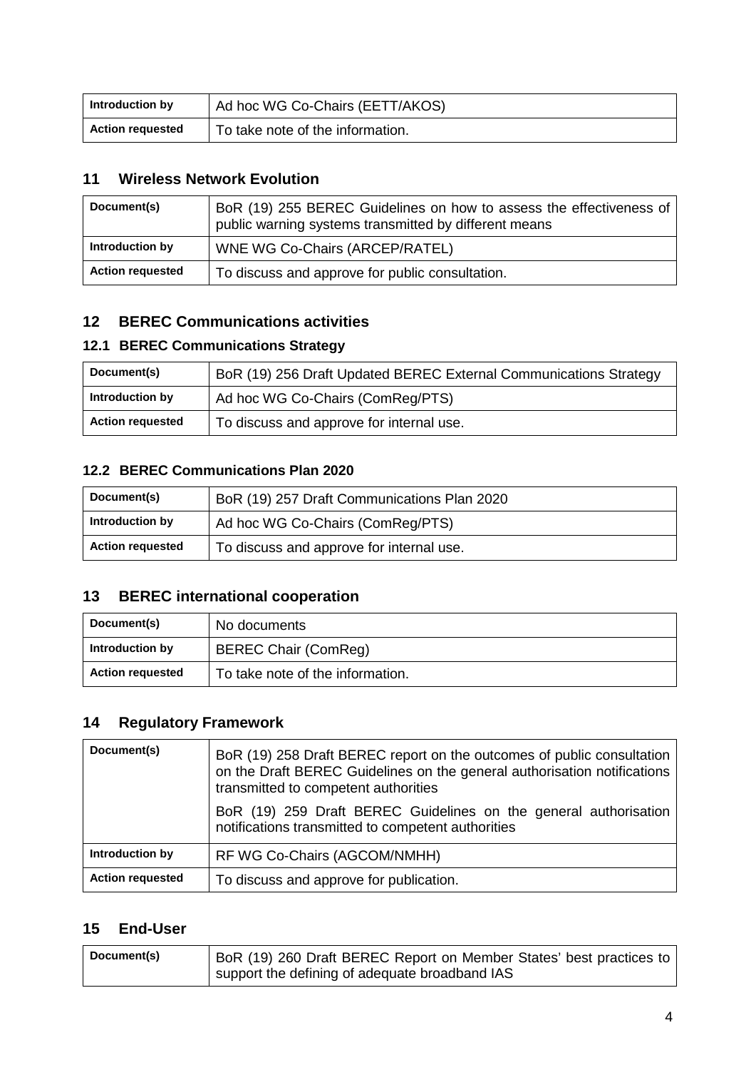| Introduction by | Ad hoc WG Co-Chairs (EETT/AKOS) |
|---|---|
| **Action requested** | To take note of the information. |

## 11 Wireless Network Evolution

| Document(s) | BoR (19) 255 BEREC Guidelines on how to assess the effectiveness of public warning systems transmitted by different means |
|---|---|
| **Introduction by** | WNE WG Co-Chairs (ARCEP/RATEL) |
| **Action requested** | To discuss and approve for public consultation. |

## 12 BEREC Communications activities

### 12.1 BEREC Communications Strategy

| Document(s) | BoR (19) 256 Draft Updated BEREC External Communications Strategy |
|---|---|
| **Introduction by** | Ad hoc WG Co-Chairs (ComReg/PTS) |
| **Action requested** | To discuss and approve for internal use. |

### 12.2 BEREC Communications Plan 2020

| Document(s) | BoR (19) 257 Draft Communications Plan 2020 |
|---|---|
| **Introduction by** | Ad hoc WG Co-Chairs (ComReg/PTS) |
| **Action requested** | To discuss and approve for internal use. |

## 13 BEREC international cooperation

| Document(s) | No documents |
|---|---|
| **Introduction by** | BEREC Chair (ComReg) |
| **Action requested** | To take note of the information. |

## 14 Regulatory Framework

| Document(s) | BoR (19) 258 Draft BEREC report on the outcomes of public consultation on the Draft BEREC Guidelines on the general authorisation notifications transmitted to competent authorities<br><br>BoR (19) 259 Draft BEREC Guidelines on the general authorisation notifications transmitted to competent authorities |
|---|---|
| **Introduction by** | RF WG Co-Chairs (AGCOM/NMHH) |
| **Action requested** | To discuss and approve for publication. |

## 15 End-User

| Document(s) | BoR (19) 260 Draft BEREC Report on Member States' best practices to support the defining of adequate broadband IAS |
|---|---|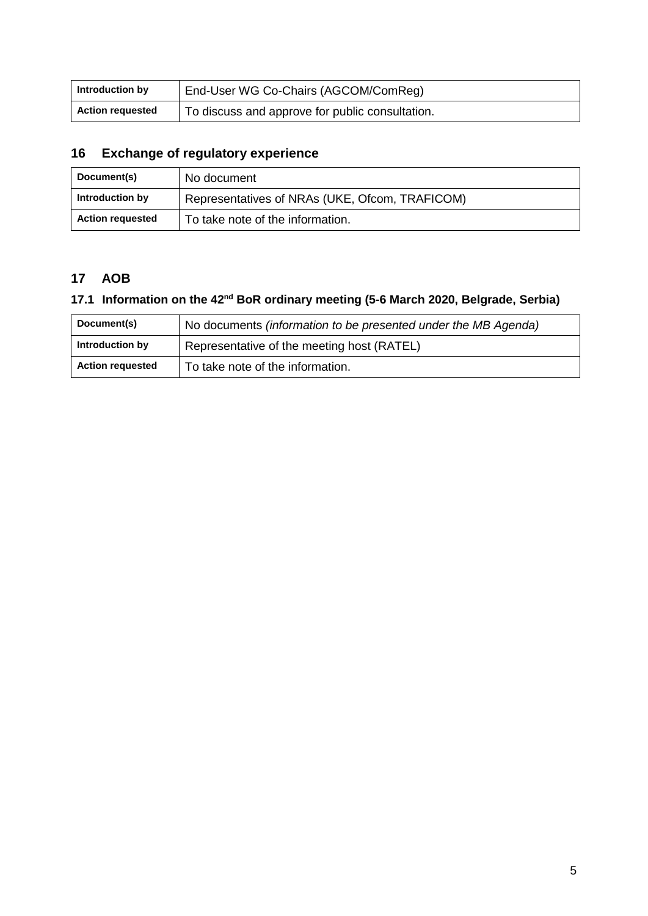| | |
|---|---|
| **Introduction by** | End-User WG Co-Chairs (AGCOM/ComReg) |
| **Action requested** | To discuss and approve for public consultation. |

## 16 Exchange of regulatory experience

| | |
|---|---|
| **Document(s)** | No document |
| **Introduction by** | Representatives of NRAs (UKE, Ofcom, TRAFICOM) |
| **Action requested** | To take note of the information. |

## 17 AOB

### 17.1 Information on the 42nd BoR ordinary meeting (5-6 March 2020, Belgrade, Serbia)

| | |
|---|---|
| **Document(s)** | No documents *(information to be presented under the MB Agenda)* |
| **Introduction by** | Representative of the meeting host (RATEL) |
| **Action requested** | To take note of the information. |